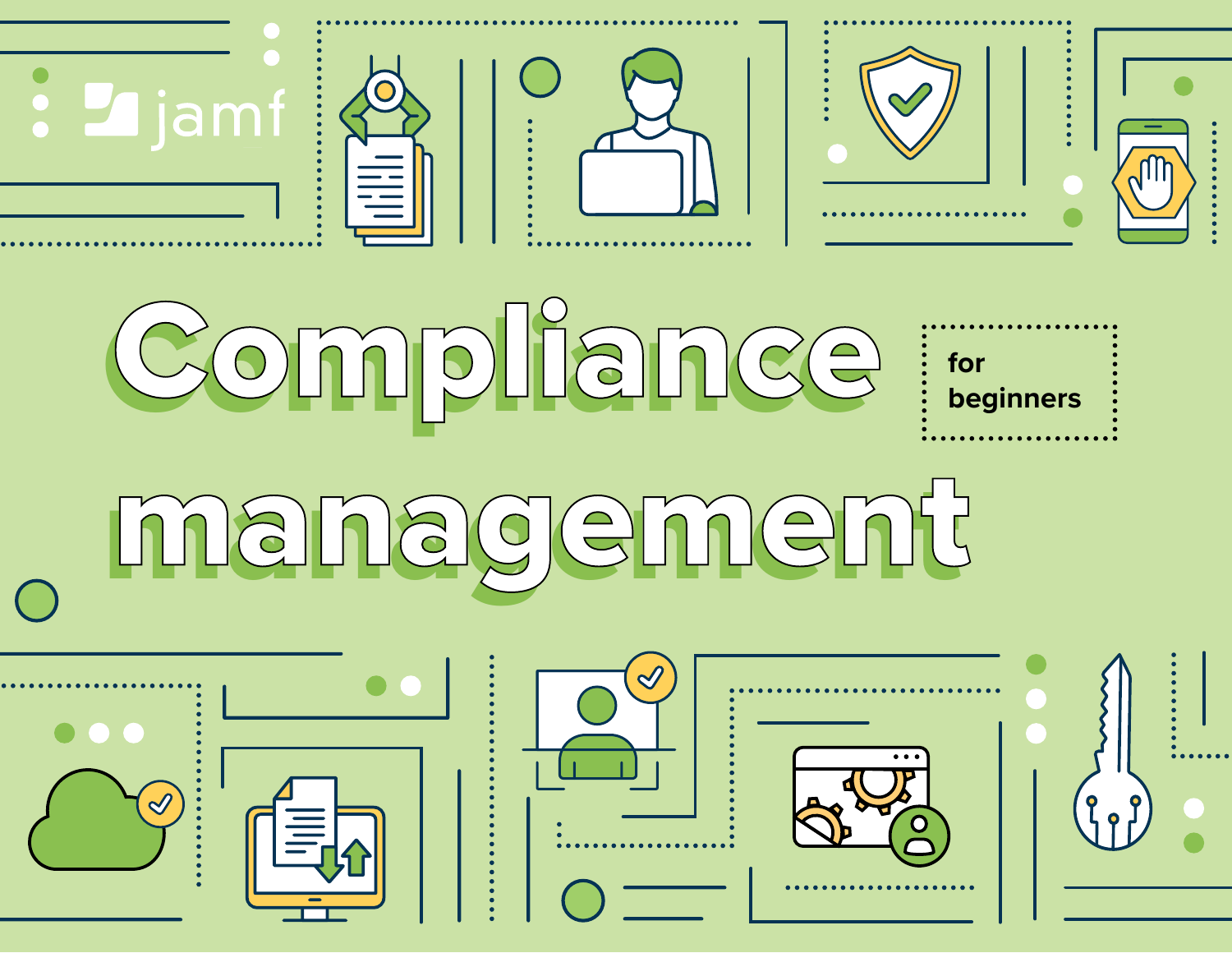jamf

# Compliance management

for beginners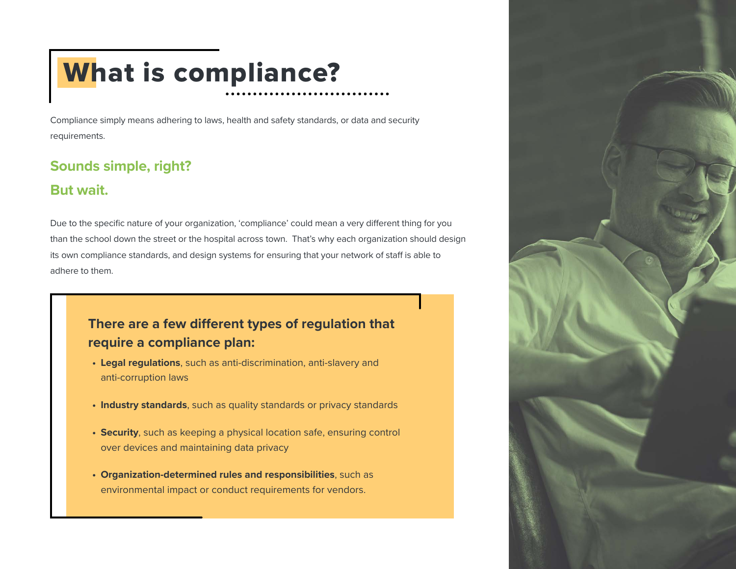# What is compliance?

Compliance simply means adhering to laws, health and safety standards, or data and security requirements.

## Sounds simple, right?

## But wait.

Due to the specific nature of your organization, 'compliance' could mean a very different thing for you than the school down the street or the hospital across town. That's why each organization should design its own compliance standards, and design systems for ensuring that your network of staff is able to adhere to them.

### There are a few different types of regulation that require a compliance plan:

- **Legal regulations**, such as anti-discrimination, anti-slavery and anti-corruption laws
- **Industry standards**, such as quality standards or privacy standards
- **Security**, such as keeping a physical location safe, ensuring control over devices and maintaining data privacy
- **Organization-determined rules and responsibilities**, such as environmental impact or conduct requirements for vendors.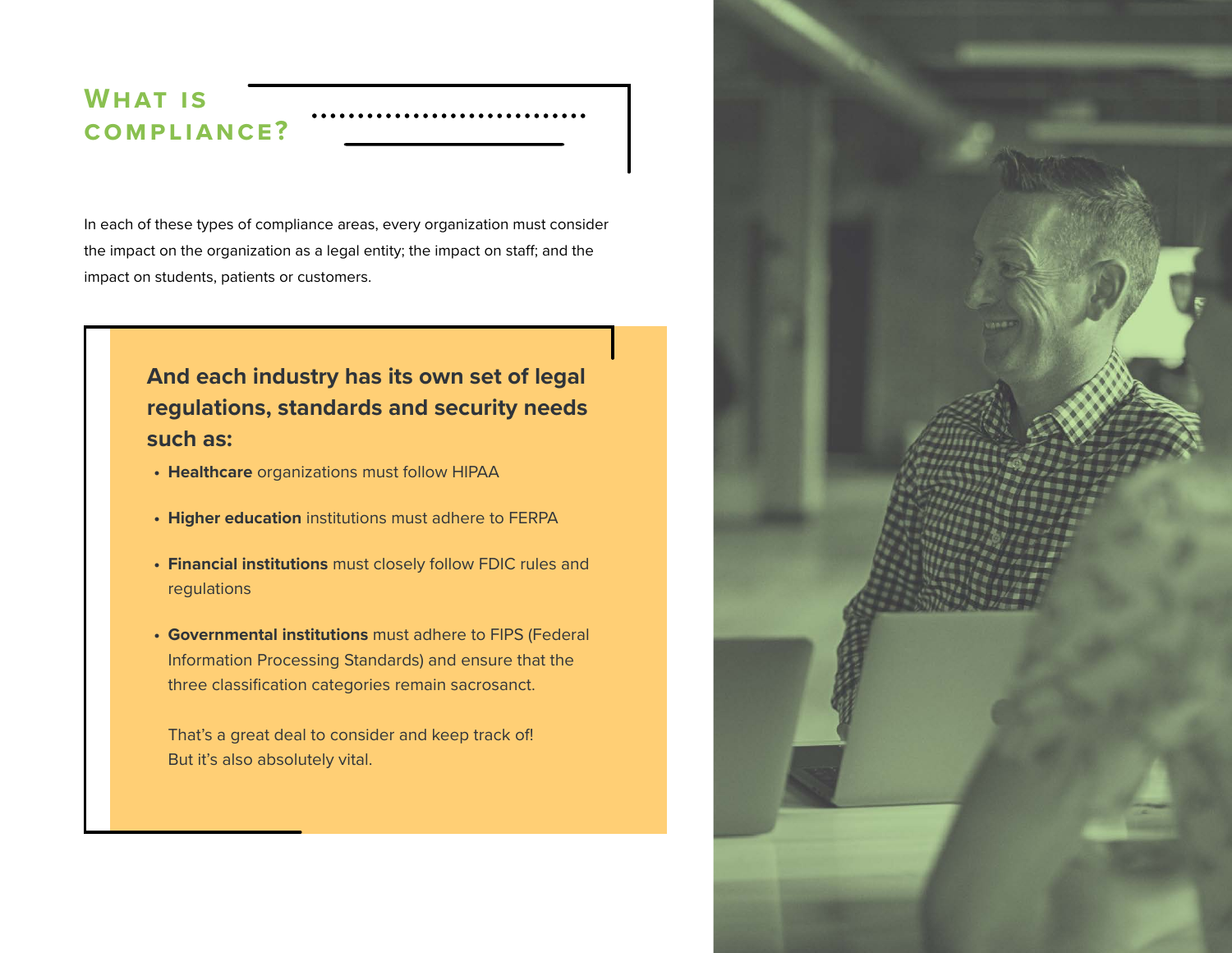## What is compliance?

In each of these types of compliance areas, every organization must consider the impact on the organization as a legal entity; the impact on staff; and the impact on students, patients or customers.

**And each industry has its own set of legal regulations, standards and security needs such as:**

- **Healthcare** organizations must follow HIPAA
- **Higher education** institutions must adhere to FERPA
- **Financial institutions** must closely follow FDIC rules and regulations
- **Governmental institutions** must adhere to FIPS (Federal Information Processing Standards) and ensure that the three classification categories remain sacrosanct.

That's a great deal to consider and keep track of!
But it's also absolutely vital.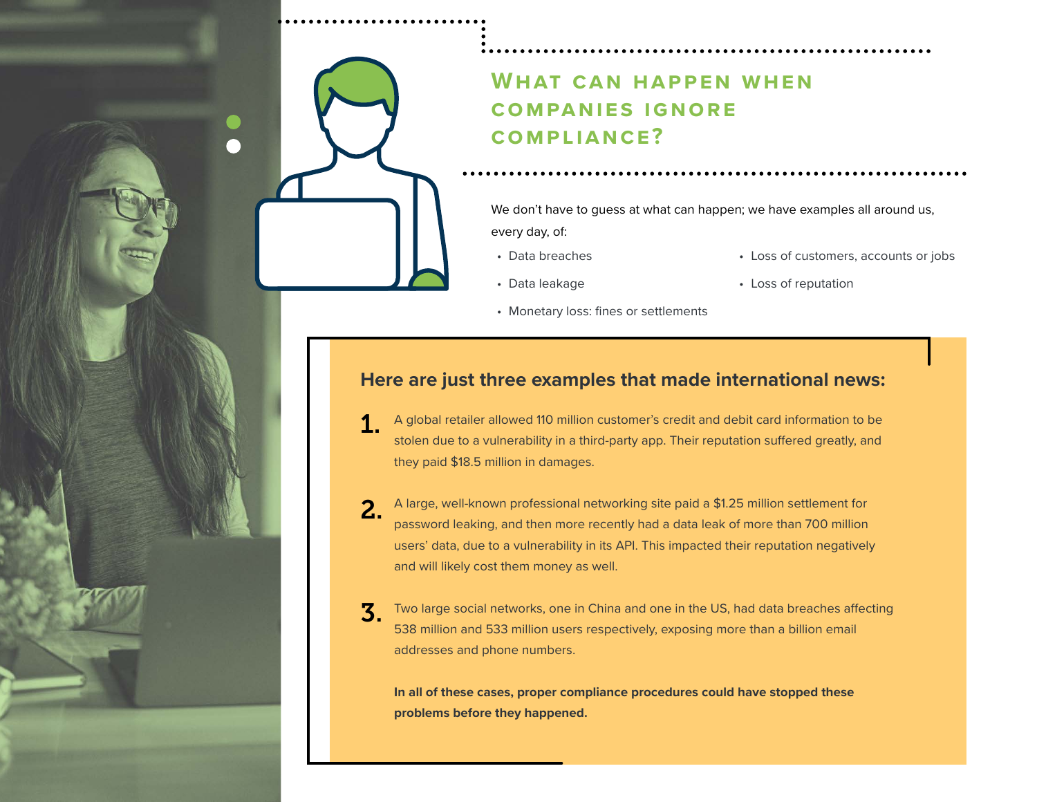## What can happen when companies ignore compliance?

We don't have to guess at what can happen; we have examples all around us, every day, of:

- Data breaches
- Data leakage
- Monetary loss: fines or settlements
- Loss of customers, accounts or jobs
- Loss of reputation

### Here are just three examples that made international news:

1. A global retailer allowed 110 million customer's credit and debit card information to be stolen due to a vulnerability in a third-party app. Their reputation suffered greatly, and they paid $18.5 million in damages.

2. A large, well-known professional networking site paid a $1.25 million settlement for password leaking, and then more recently had a data leak of more than 700 million users' data, due to a vulnerability in its API. This impacted their reputation negatively and will likely cost them money as well.

3. Two large social networks, one in China and one in the US, had data breaches affecting 538 million and 533 million users respectively, exposing more than a billion email addresses and phone numbers.

**In all of these cases, proper compliance procedures could have stopped these problems before they happened.**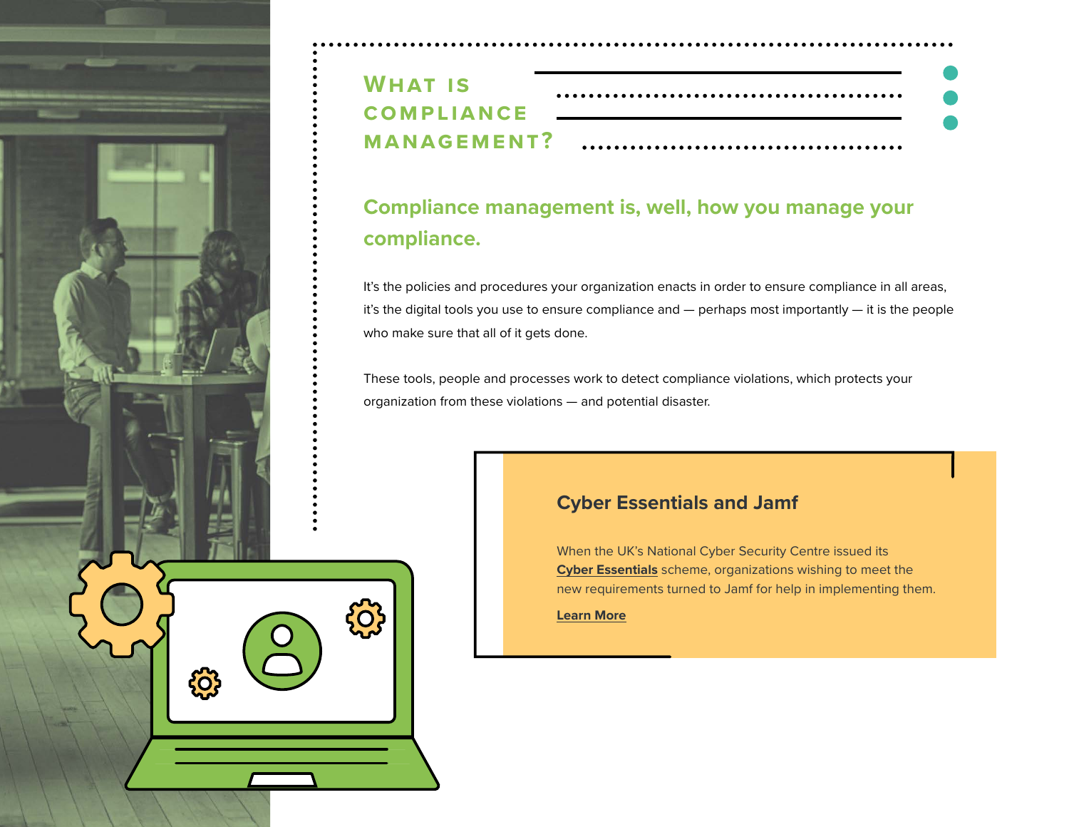# What is Compliance Management?

## Compliance management is, well, how you manage your compliance.

It's the policies and procedures your organization enacts in order to ensure compliance in all areas, it's the digital tools you use to ensure compliance and — perhaps most importantly — it is the people who make sure that all of it gets done.

These tools, people and processes work to detect compliance violations, which protects your organization from these violations — and potential disaster.

### Cyber Essentials and Jamf

When the UK's National Cyber Security Centre issued its **Cyber Essentials** scheme, organizations wishing to meet the new requirements turned to Jamf for help in implementing them.

**Learn More**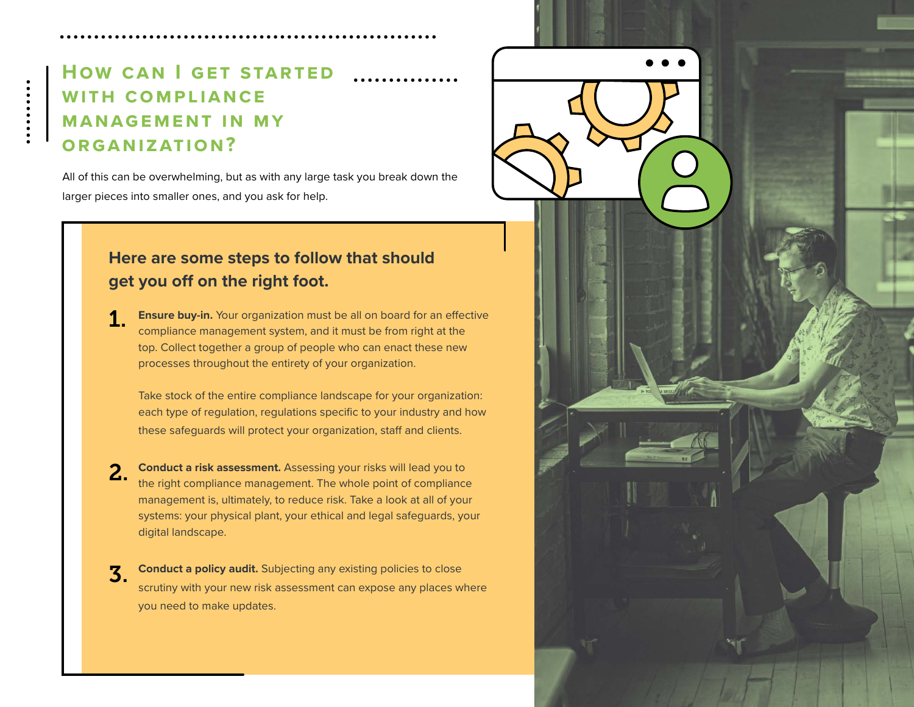## How can I get started with compliance management in my organization?

All of this can be overwhelming, but as with any large task you break down the larger pieces into smaller ones, and you ask for help.

### Here are some steps to follow that should get you off on the right foot.

1. **Ensure buy-in.** Your organization must be all on board for an effective compliance management system, and it must be from right at the top. Collect together a group of people who can enact these new processes throughout the entirety of your organization.

   Take stock of the entire compliance landscape for your organization: each type of regulation, regulations specific to your industry and how these safeguards will protect your organization, staff and clients.

2. **Conduct a risk assessment.** Assessing your risks will lead you to the right compliance management. The whole point of compliance management is, ultimately, to reduce risk. Take a look at all of your systems: your physical plant, your ethical and legal safeguards, your digital landscape.

3. **Conduct a policy audit.** Subjecting any existing policies to close scrutiny with your new risk assessment can expose any places where you need to make updates.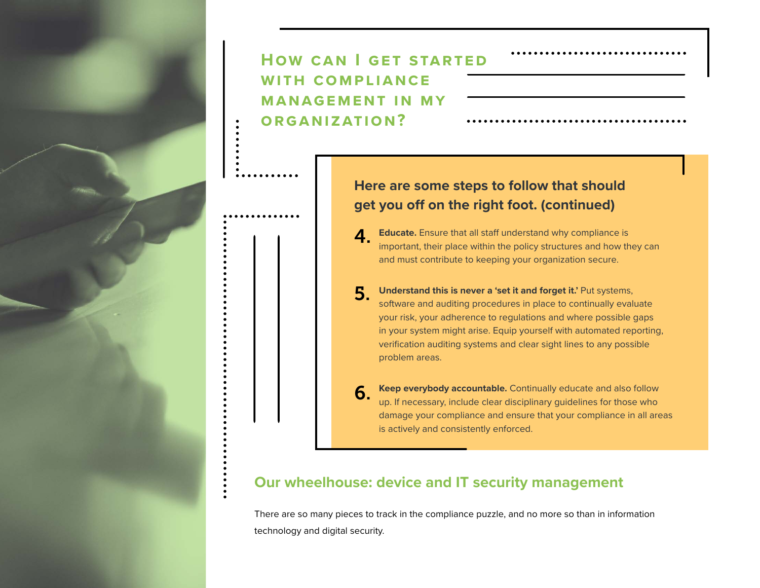## How can I get started with compliance management in my organization?

### Here are some steps to follow that should get you off on the right foot. (continued)

4. **Educate.** Ensure that all staff understand why compliance is important, their place within the policy structures and how they can and must contribute to keeping your organization secure.

5. **Understand this is never a 'set it and forget it.'** Put systems, software and auditing procedures in place to continually evaluate your risk, your adherence to regulations and where possible gaps in your system might arise. Equip yourself with automated reporting, verification auditing systems and clear sight lines to any possible problem areas.

6. **Keep everybody accountable.** Continually educate and also follow up. If necessary, include clear disciplinary guidelines for those who damage your compliance and ensure that your compliance in all areas is actively and consistently enforced.

## Our wheelhouse: device and IT security management

There are so many pieces to track in the compliance puzzle, and no more so than in information technology and digital security.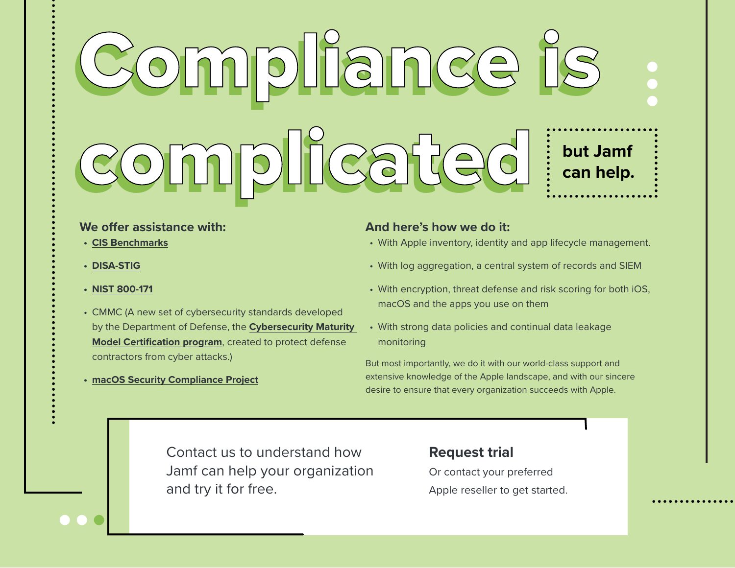# Compliance is complicated

**but Jamf can help.**

### We offer assistance with:

- **CIS Benchmarks**
- **DISA-STIG**
- **NIST 800-171**
- CMMC (A new set of cybersecurity standards developed by the Department of Defense, the **Cybersecurity Maturity Model Certification program**, created to protect defense contractors from cyber attacks.)
- **macOS Security Compliance Project**

### And here's how we do it:

- With Apple inventory, identity and app lifecycle management.
- With log aggregation, a central system of records and SIEM
- With encryption, threat defense and risk scoring for both iOS, macOS and the apps you use on them
- With strong data policies and continual data leakage monitoring

But most importantly, we do it with our world-class support and extensive knowledge of the Apple landscape, and with our sincere desire to ensure that every organization succeeds with Apple.

Contact us to understand how Jamf can help your organization and try it for free.

**Request trial**

Or contact your preferred Apple reseller to get started.